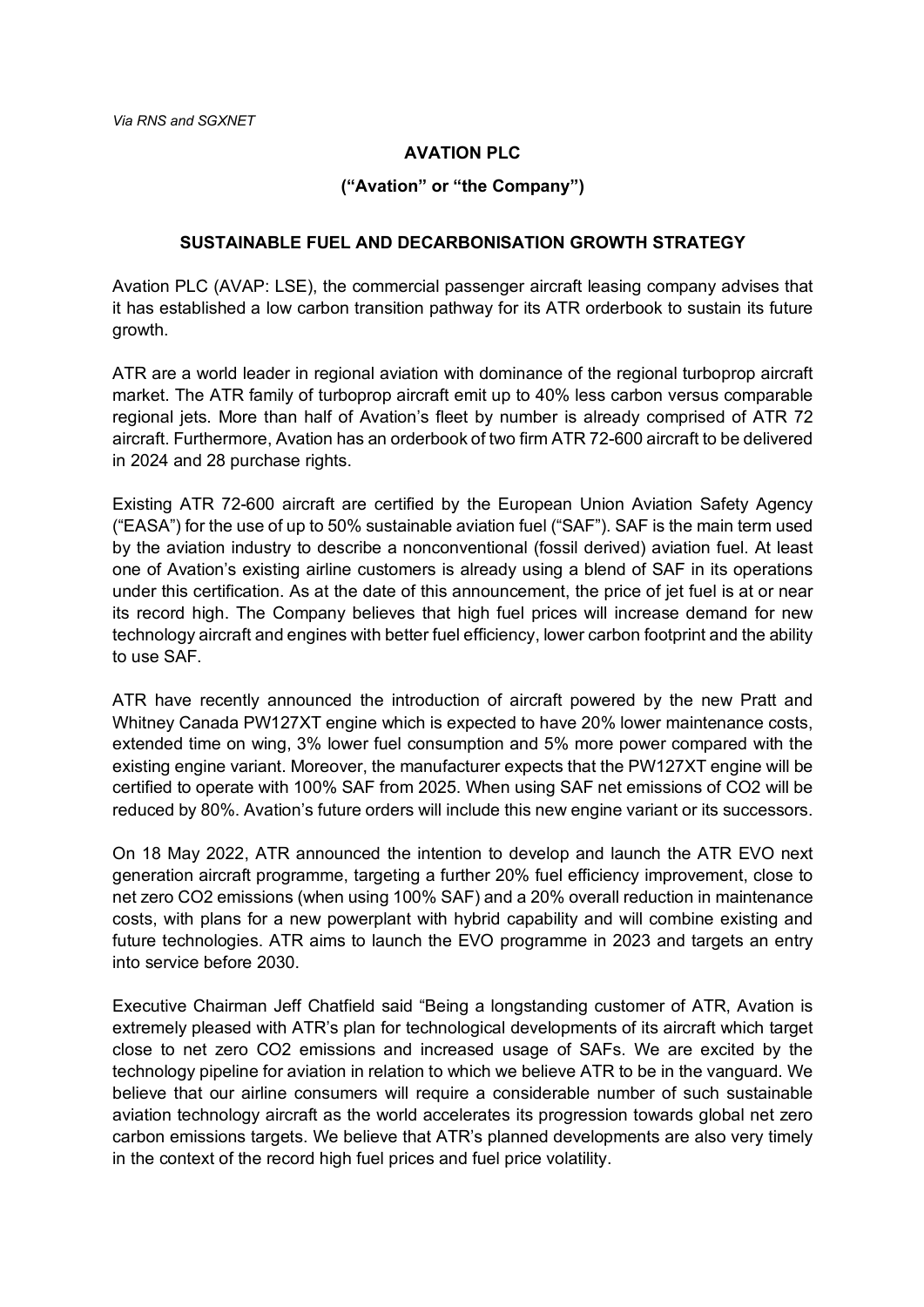*Via RNS and SGXNET*

**AVATION PLC**

**("Avation" or "the Company")**

**SUSTAINABLE FUEL AND DECARBONISATION GROWTH STRATEGY**

Avation PLC (AVAP: LSE), the commercial passenger aircraft leasing company advises that it has established a low carbon transition pathway for its ATR orderbook to sustain its future growth.

ATR are a world leader in regional aviation with dominance of the regional turboprop aircraft market. The ATR family of turboprop aircraft emit up to 40% less carbon versus comparable regional jets. More than half of Avation's fleet by number is already comprised of ATR 72 aircraft. Furthermore, Avation has an orderbook of two firm ATR 72-600 aircraft to be delivered in 2024 and 28 purchase rights.

Existing ATR 72-600 aircraft are certified by the European Union Aviation Safety Agency ("EASA") for the use of up to 50% sustainable aviation fuel ("SAF"). SAF is the main term used by the aviation industry to describe a nonconventional (fossil derived) aviation fuel. At least one of Avation's existing airline customers is already using a blend of SAF in its operations under this certification. As at the date of this announcement, the price of jet fuel is at or near its record high. The Company believes that high fuel prices will increase demand for new technology aircraft and engines with better fuel efficiency, lower carbon footprint and the ability to use SAF.

ATR have recently announced the introduction of aircraft powered by the new Pratt and Whitney Canada PW127XT engine which is expected to have 20% lower maintenance costs, extended time on wing, 3% lower fuel consumption and 5% more power compared with the existing engine variant. Moreover, the manufacturer expects that the PW127XT engine will be certified to operate with 100% SAF from 2025. When using SAF net emissions of CO2 will be reduced by 80%. Avation's future orders will include this new engine variant or its successors.

On 18 May 2022, ATR announced the intention to develop and launch the ATR EVO next generation aircraft programme, targeting a further 20% fuel efficiency improvement, close to net zero CO2 emissions (when using 100% SAF) and a 20% overall reduction in maintenance costs, with plans for a new powerplant with hybrid capability and will combine existing and future technologies. ATR aims to launch the EVO programme in 2023 and targets an entry into service before 2030.

Executive Chairman Jeff Chatfield said "Being a longstanding customer of ATR, Avation is extremely pleased with ATR's plan for technological developments of its aircraft which target close to net zero CO2 emissions and increased usage of SAFs. We are excited by the technology pipeline for aviation in relation to which we believe ATR to be in the vanguard. We believe that our airline consumers will require a considerable number of such sustainable aviation technology aircraft as the world accelerates its progression towards global net zero carbon emissions targets. We believe that ATR's planned developments are also very timely in the context of the record high fuel prices and fuel price volatility.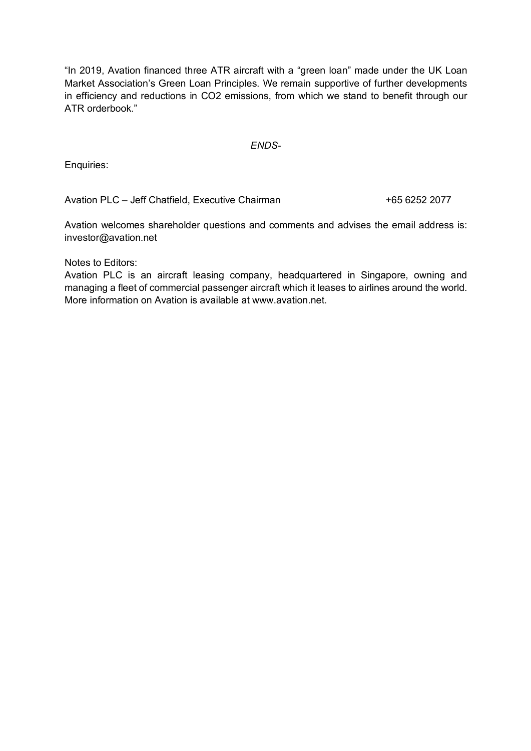"In 2019, Avation financed three ATR aircraft with a "green loan" made under the UK Loan Market Association's Green Loan Principles. We remain supportive of further developments in efficiency and reductions in $CO_2$ emissions, from which we stand to benefit through our ATR orderbook."

*ENDS*-

Enquiries:

Avation PLC – Jeff Chatfield, Executive Chairman +65 6252 2077

Avation welcomes shareholder questions and comments and advises the email address is: investor@avation.net

Notes to Editors:
Avation PLC is an aircraft leasing company, headquartered in Singapore, owning and managing a fleet of commercial passenger aircraft which it leases to airlines around the world. More information on Avation is available at www.avation.net.